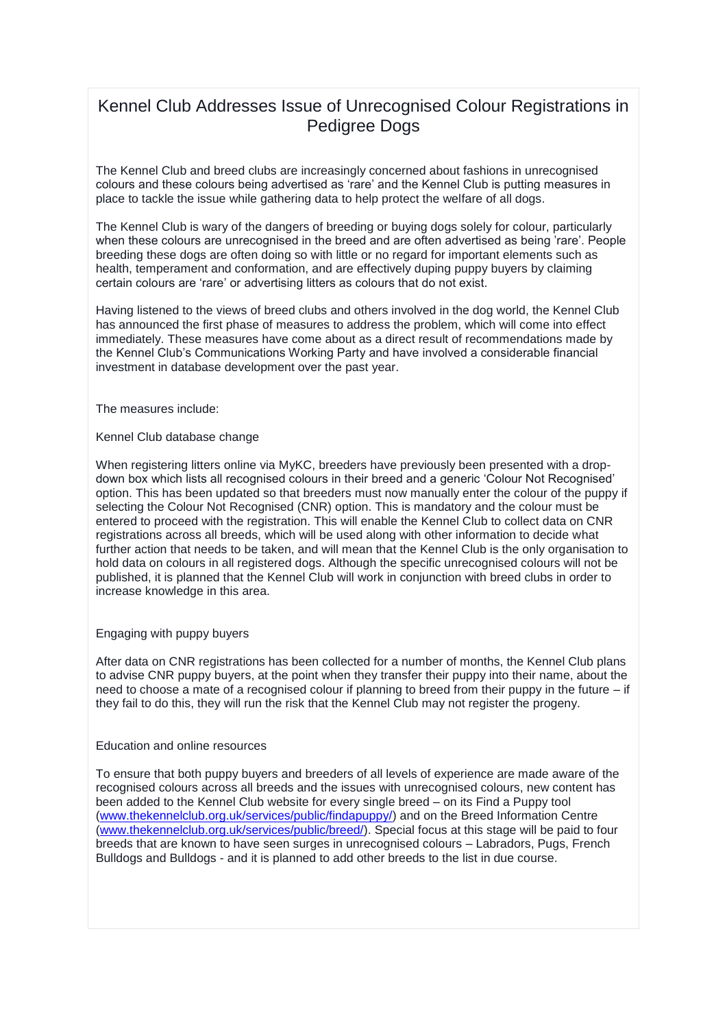# Kennel Club Addresses Issue of Unrecognised Colour Registrations in Pedigree Dogs

The Kennel Club and breed clubs are increasingly concerned about fashions in unrecognised colours and these colours being advertised as 'rare' and the Kennel Club is putting measures in place to tackle the issue while gathering data to help protect the welfare of all dogs.

The Kennel Club is wary of the dangers of breeding or buying dogs solely for colour, particularly when these colours are unrecognised in the breed and are often advertised as being 'rare'. People breeding these dogs are often doing so with little or no regard for important elements such as health, temperament and conformation, and are effectively duping puppy buyers by claiming certain colours are 'rare' or advertising litters as colours that do not exist.

Having listened to the views of breed clubs and others involved in the dog world, the Kennel Club has announced the first phase of measures to address the problem, which will come into effect immediately. These measures have come about as a direct result of recommendations made by the Kennel Club's Communications Working Party and have involved a considerable financial investment in database development over the past year.

The measures include:

## Kennel Club database change

When registering litters online via MyKC, breeders have previously been presented with a drop-down box which lists all recognised colours in their breed and a generic 'Colour Not Recognised' option. This has been updated so that breeders must now manually enter the colour of the puppy if selecting the Colour Not Recognised (CNR) option. This is mandatory and the colour must be entered to proceed with the registration. This will enable the Kennel Club to collect data on CNR registrations across all breeds, which will be used along with other information to decide what further action that needs to be taken, and will mean that the Kennel Club is the only organisation to hold data on colours in all registered dogs. Although the specific unrecognised colours will not be published, it is planned that the Kennel Club will work in conjunction with breed clubs in order to increase knowledge in this area.

## Engaging with puppy buyers

After data on CNR registrations has been collected for a number of months, the Kennel Club plans to advise CNR puppy buyers, at the point when they transfer their puppy into their name, about the need to choose a mate of a recognised colour if planning to breed from their puppy in the future – if they fail to do this, they will run the risk that the Kennel Club may not register the progeny.

## Education and online resources

To ensure that both puppy buyers and breeders of all levels of experience are made aware of the recognised colours across all breeds and the issues with unrecognised colours, new content has been added to the Kennel Club website for every single breed – on its Find a Puppy tool ([www.thekennelclub.org.uk/services/public/findapuppy/](www.thekennelclub.org.uk/services/public/findapuppy/)) and on the Breed Information Centre ([www.thekennelclub.org.uk/services/public/breed/](www.thekennelclub.org.uk/services/public/breed/)). Special focus at this stage will be paid to four breeds that are known to have seen surges in unrecognised colours – Labradors, Pugs, French Bulldogs and Bulldogs - and it is planned to add other breeds to the list in due course.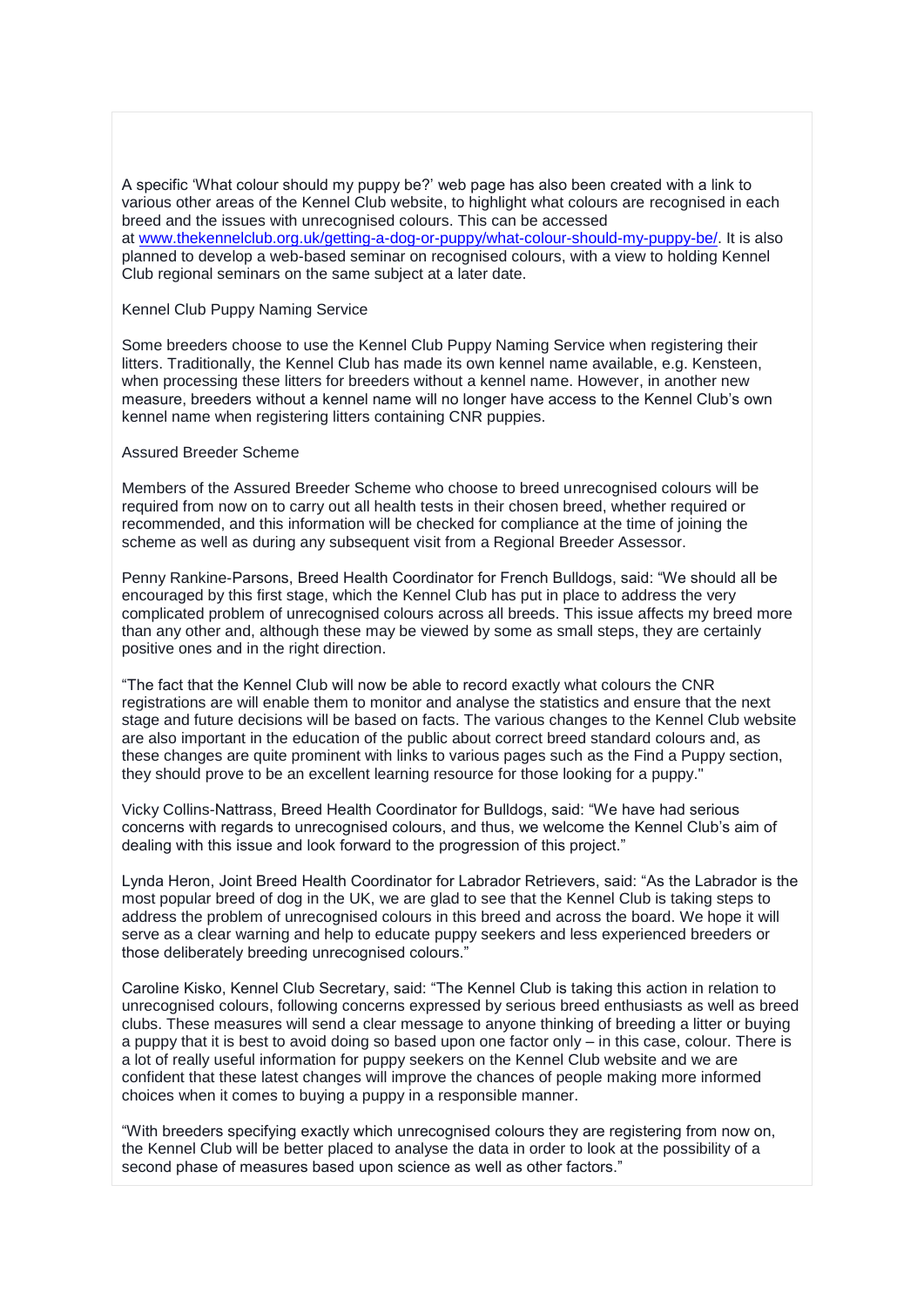A specific 'What colour should my puppy be?' web page has also been created with a link to various other areas of the Kennel Club website, to highlight what colours are recognised in each breed and the issues with unrecognised colours. This can be accessed at [www.thekennelclub.org.uk/getting-a-dog-or-puppy/what-colour-should-my-puppy-be/](http://www.thekennelclub.org.uk/getting-a-dog-or-puppy/what-colour-should-my-puppy-be/). It is also planned to develop a web-based seminar on recognised colours, with a view to holding Kennel Club regional seminars on the same subject at a later date.

Kennel Club Puppy Naming Service

Some breeders choose to use the Kennel Club Puppy Naming Service when registering their litters. Traditionally, the Kennel Club has made its own kennel name available, e.g. Kensteen, when processing these litters for breeders without a kennel name. However, in another new measure, breeders without a kennel name will no longer have access to the Kennel Club's own kennel name when registering litters containing CNR puppies.

Assured Breeder Scheme

Members of the Assured Breeder Scheme who choose to breed unrecognised colours will be required from now on to carry out all health tests in their chosen breed, whether required or recommended, and this information will be checked for compliance at the time of joining the scheme as well as during any subsequent visit from a Regional Breeder Assessor.

Penny Rankine-Parsons, Breed Health Coordinator for French Bulldogs, said: "We should all be encouraged by this first stage, which the Kennel Club has put in place to address the very complicated problem of unrecognised colours across all breeds. This issue affects my breed more than any other and, although these may be viewed by some as small steps, they are certainly positive ones and in the right direction.

"The fact that the Kennel Club will now be able to record exactly what colours the CNR registrations are will enable them to monitor and analyse the statistics and ensure that the next stage and future decisions will be based on facts. The various changes to the Kennel Club website are also important in the education of the public about correct breed standard colours and, as these changes are quite prominent with links to various pages such as the Find a Puppy section, they should prove to be an excellent learning resource for those looking for a puppy."

Vicky Collins-Nattrass, Breed Health Coordinator for Bulldogs, said: "We have had serious concerns with regards to unrecognised colours, and thus, we welcome the Kennel Club's aim of dealing with this issue and look forward to the progression of this project."

Lynda Heron, Joint Breed Health Coordinator for Labrador Retrievers, said: "As the Labrador is the most popular breed of dog in the UK, we are glad to see that the Kennel Club is taking steps to address the problem of unrecognised colours in this breed and across the board. We hope it will serve as a clear warning and help to educate puppy seekers and less experienced breeders or those deliberately breeding unrecognised colours."

Caroline Kisko, Kennel Club Secretary, said: "The Kennel Club is taking this action in relation to unrecognised colours, following concerns expressed by serious breed enthusiasts as well as breed clubs. These measures will send a clear message to anyone thinking of breeding a litter or buying a puppy that it is best to avoid doing so based upon one factor only – in this case, colour. There is a lot of really useful information for puppy seekers on the Kennel Club website and we are confident that these latest changes will improve the chances of people making more informed choices when it comes to buying a puppy in a responsible manner.

"With breeders specifying exactly which unrecognised colours they are registering from now on, the Kennel Club will be better placed to analyse the data in order to look at the possibility of a second phase of measures based upon science as well as other factors."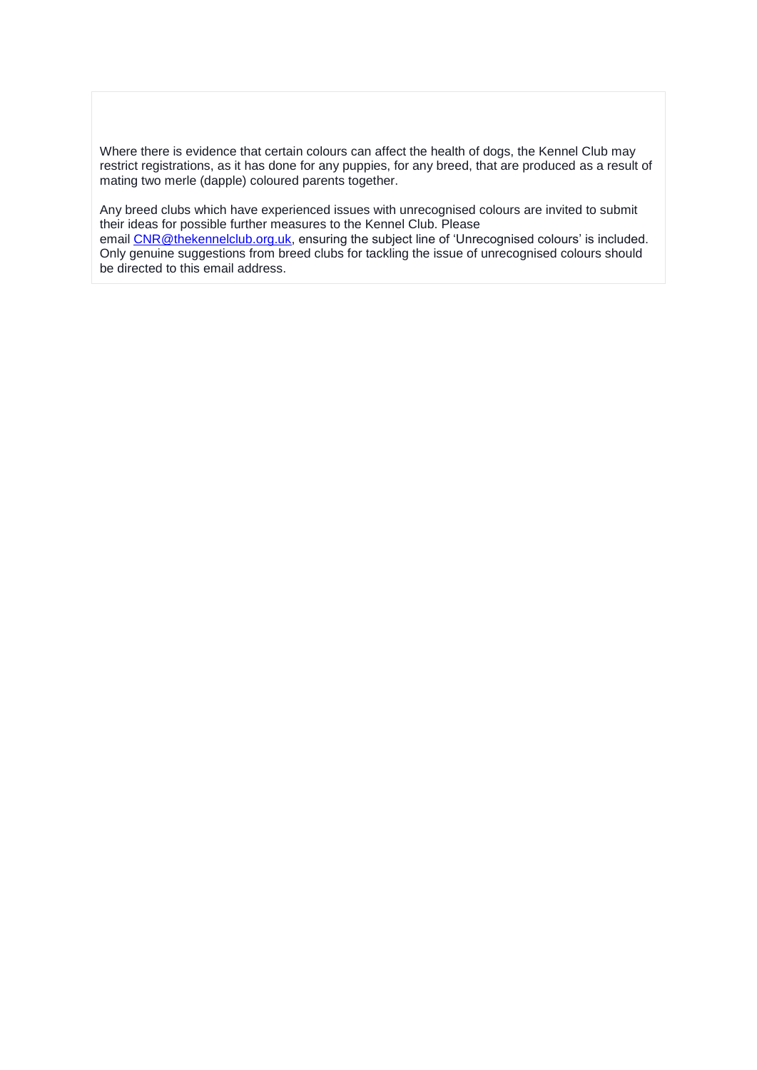Where there is evidence that certain colours can affect the health of dogs, the Kennel Club may restrict registrations, as it has done for any puppies, for any breed, that are produced as a result of mating two merle (dapple) coloured parents together.

Any breed clubs which have experienced issues with unrecognised colours are invited to submit their ideas for possible further measures to the Kennel Club. Please email [CNR@thekennelclub.org.uk](mailto:CNR@thekennelclub.org.uk), ensuring the subject line of 'Unrecognised colours' is included. Only genuine suggestions from breed clubs for tackling the issue of unrecognised colours should be directed to this email address.